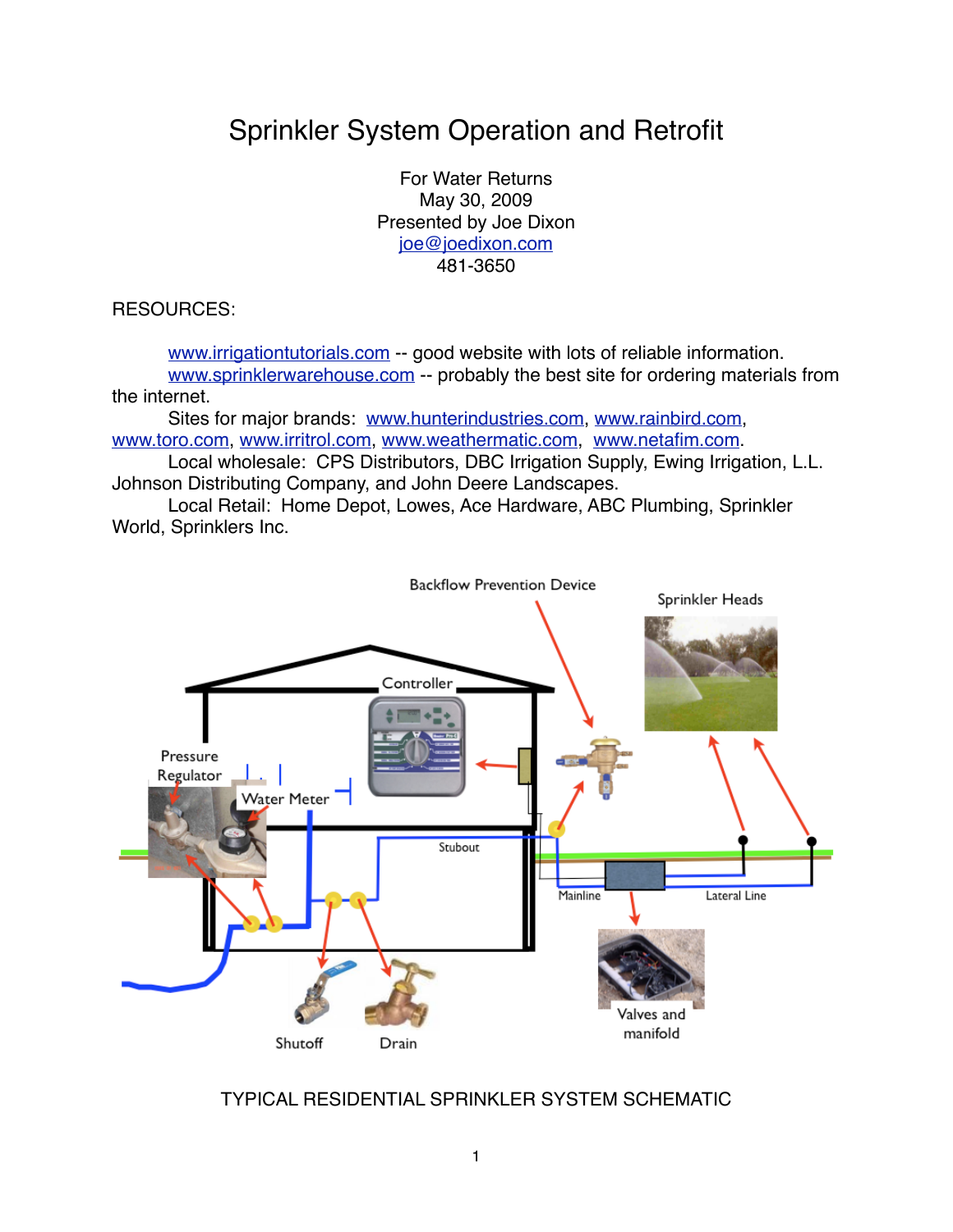# Sprinkler System Operation and Retrofit

For Water Returns
May 30, 2009
Presented by Joe Dixon
joe@joedixon.com
481-3650

RESOURCES:

www.irrigationtutorials.com -- good website with lots of reliable information.
www.sprinklerwarehouse.com -- probably the best site for ordering materials from the internet.
Sites for major brands: www.hunterindustries.com, www.rainbird.com, www.toro.com, www.irritrol.com, www.weathermatic.com, www.netafim.com.
Local wholesale: CPS Distributors, DBC Irrigation Supply, Ewing Irrigation, L.L. Johnson Distributing Company, and John Deere Landscapes.
Local Retail: Home Depot, Lowes, Ace Hardware, ABC Plumbing, Sprinkler World, Sprinklers Inc.

TYPICAL RESIDENTIAL SPRINKLER SYSTEM SCHEMATIC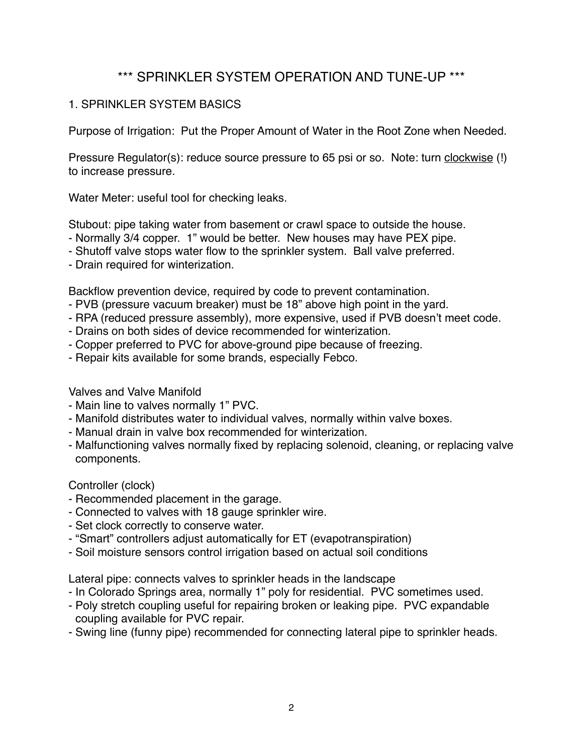# *** SPRINKLER SYSTEM OPERATION AND TUNE-UP ***

## 1. SPRINKLER SYSTEM BASICS

Purpose of Irrigation: Put the Proper Amount of Water in the Root Zone when Needed.

Pressure Regulator(s): reduce source pressure to 65 psi or so. Note: turn <u>clockwise</u> (!) to increase pressure.

Water Meter: useful tool for checking leaks.

Stubout: pipe taking water from basement or crawl space to outside the house.
- Normally 3/4 copper. 1" would be better. New houses may have PEX pipe.
- Shutoff valve stops water flow to the sprinkler system. Ball valve preferred.
- Drain required for winterization.

Backflow prevention device, required by code to prevent contamination.
- PVB (pressure vacuum breaker) must be 18" above high point in the yard.
- RPA (reduced pressure assembly), more expensive, used if PVB doesn't meet code.
- Drains on both sides of device recommended for winterization.
- Copper preferred to PVC for above-ground pipe because of freezing.
- Repair kits available for some brands, especially Febco.

Valves and Valve Manifold
- Main line to valves normally 1" PVC.
- Manifold distributes water to individual valves, normally within valve boxes.
- Manual drain in valve box recommended for winterization.
- Malfunctioning valves normally fixed by replacing solenoid, cleaning, or replacing valve components.

Controller (clock)
- Recommended placement in the garage.
- Connected to valves with 18 gauge sprinkler wire.
- Set clock correctly to conserve water.
- "Smart" controllers adjust automatically for ET (evapotranspiration)
- Soil moisture sensors control irrigation based on actual soil conditions

Lateral pipe: connects valves to sprinkler heads in the landscape
- In Colorado Springs area, normally 1" poly for residential. PVC sometimes used.
- Poly stretch coupling useful for repairing broken or leaking pipe. PVC expandable coupling available for PVC repair.
- Swing line (funny pipe) recommended for connecting lateral pipe to sprinkler heads.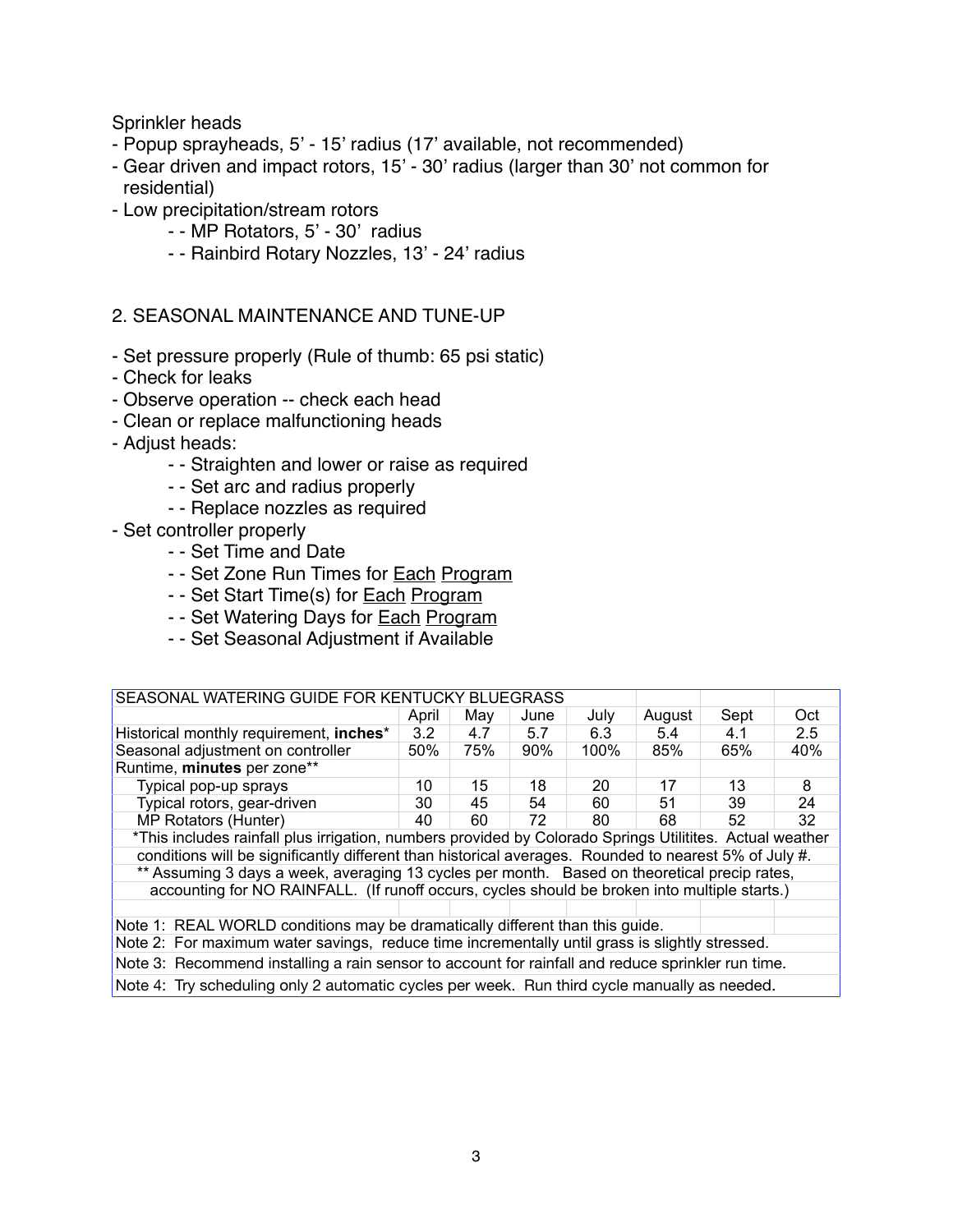Sprinkler heads

- Popup sprayheads, 5' - 15' radius (17' available, not recommended)
- Gear driven and impact rotors, 15' - 30' radius (larger than 30' not common for residential)
- Low precipitation/stream rotors
  - - MP Rotators, 5' - 30' radius
  - - Rainbird Rotary Nozzles, 13' - 24' radius

## 2. SEASONAL MAINTENANCE AND TUNE-UP

- Set pressure properly (Rule of thumb: 65 psi static)
- Check for leaks
- Observe operation -- check each head
- Clean or replace malfunctioning heads
- Adjust heads:
  - - Straighten and lower or raise as required
  - - Set arc and radius properly
  - - Replace nozzles as required
- Set controller properly
  - - Set Time and Date
  - - Set Zone Run Times for Each Program
  - - Set Start Time(s) for Each Program
  - - Set Watering Days for Each Program
  - - Set Seasonal Adjustment if Available

| SEASONAL WATERING GUIDE FOR KENTUCKY BLUEGRASS | | | | | | | |
|---|---|---|---|---|---|---|---|
| | April | May | June | July | August | Sept | Oct |
| Historical monthly requirement, **inches*** | 3.2 | 4.7 | 5.7 | 6.3 | 5.4 | 4.1 | 2.5 |
| Seasonal adjustment on controller | 50% | 75% | 90% | 100% | 85% | 65% | 40% |
| Runtime, **minutes** per zone** | | | | | | | |
| Typical pop-up sprays | 10 | 15 | 18 | 20 | 17 | 13 | 8 |
| Typical rotors, gear-driven | 30 | 45 | 54 | 60 | 51 | 39 | 24 |
| MP Rotators (Hunter) | 40 | 60 | 72 | 80 | 68 | 52 | 32 |

*This includes rainfall plus irrigation, numbers provided by Colorado Springs Utilitites. Actual weather conditions will be significantly different than historical averages. Rounded to nearest 5% of July #.

** Assuming 3 days a week, averaging 13 cycles per month. Based on theoretical precip rates, accounting for NO RAINFALL. (If runoff occurs, cycles should be broken into multiple starts.)

Note 1: REAL WORLD conditions may be dramatically different than this guide.

Note 2: For maximum water savings, reduce time incrementally until grass is slightly stressed.

Note 3: Recommend installing a rain sensor to account for rainfall and reduce sprinkler run time.

Note 4: Try scheduling only 2 automatic cycles per week. Run third cycle manually as needed.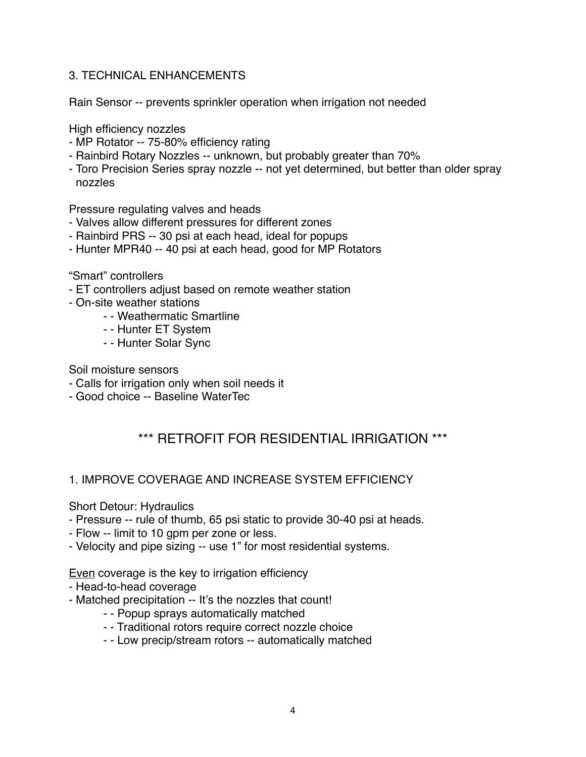## 3. TECHNICAL ENHANCEMENTS

Rain Sensor -- prevents sprinkler operation when irrigation not needed

High efficiency nozzles

- MP Rotator -- 75-80% efficiency rating
- Rainbird Rotary Nozzles -- unknown, but probably greater than 70%
- Toro Precision Series spray nozzle -- not yet determined, but better than older spray nozzles

Pressure regulating valves and heads

- Valves allow different pressures for different zones
- Rainbird PRS -- 30 psi at each head, ideal for popups
- Hunter MPR40 -- 40 psi at each head, good for MP Rotators

"Smart" controllers

- ET controllers adjust based on remote weather station
- On-site weather stations
    - - Weathermatic Smartline
    - - Hunter ET System
    - - Hunter Solar Sync

Soil moisture sensors

- Calls for irrigation only when soil needs it
- Good choice -- Baseline WaterTec

# *** RETROFIT FOR RESIDENTIAL IRRIGATION ***

## 1. IMPROVE COVERAGE AND INCREASE SYSTEM EFFICIENCY

Short Detour: Hydraulics

- Pressure -- rule of thumb, 65 psi static to provide 30-40 psi at heads.
- Flow -- limit to 10 gpm per zone or less.
- Velocity and pipe sizing -- use 1" for most residential systems.

<u>Even</u> coverage is the key to irrigation efficiency

- Head-to-head coverage
- Matched precipitation -- It's the nozzles that count!
    - - Popup sprays automatically matched
    - - Traditional rotors require correct nozzle choice
    - - Low precip/stream rotors -- automatically matched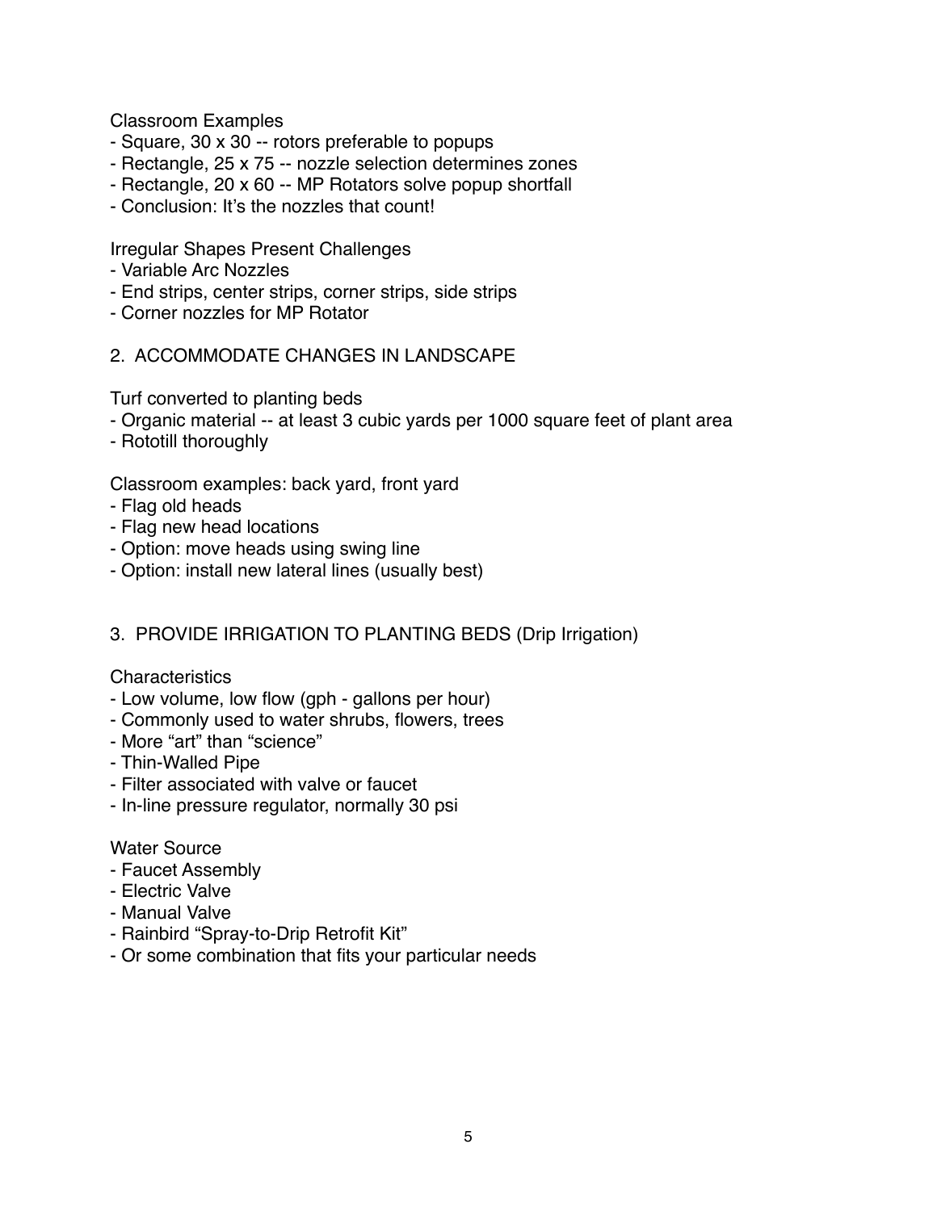Classroom Examples

- Square, 30 x 30 -- rotors preferable to popups
- Rectangle, 25 x 75 -- nozzle selection determines zones
- Rectangle, 20 x 60 -- MP Rotators solve popup shortfall
- Conclusion: It's the nozzles that count!

Irregular Shapes Present Challenges

- Variable Arc Nozzles
- End strips, center strips, corner strips, side strips
- Corner nozzles for MP Rotator

## 2. ACCOMMODATE CHANGES IN LANDSCAPE

Turf converted to planting beds

- Organic material -- at least 3 cubic yards per 1000 square feet of plant area
- Rototill thoroughly

Classroom examples: back yard, front yard

- Flag old heads
- Flag new head locations
- Option: move heads using swing line
- Option: install new lateral lines (usually best)

## 3. PROVIDE IRRIGATION TO PLANTING BEDS (Drip Irrigation)

Characteristics

- Low volume, low flow (gph - gallons per hour)
- Commonly used to water shrubs, flowers, trees
- More "art" than "science"
- Thin-Walled Pipe
- Filter associated with valve or faucet
- In-line pressure regulator, normally 30 psi

Water Source

- Faucet Assembly
- Electric Valve
- Manual Valve
- Rainbird "Spray-to-Drip Retrofit Kit"
- Or some combination that fits your particular needs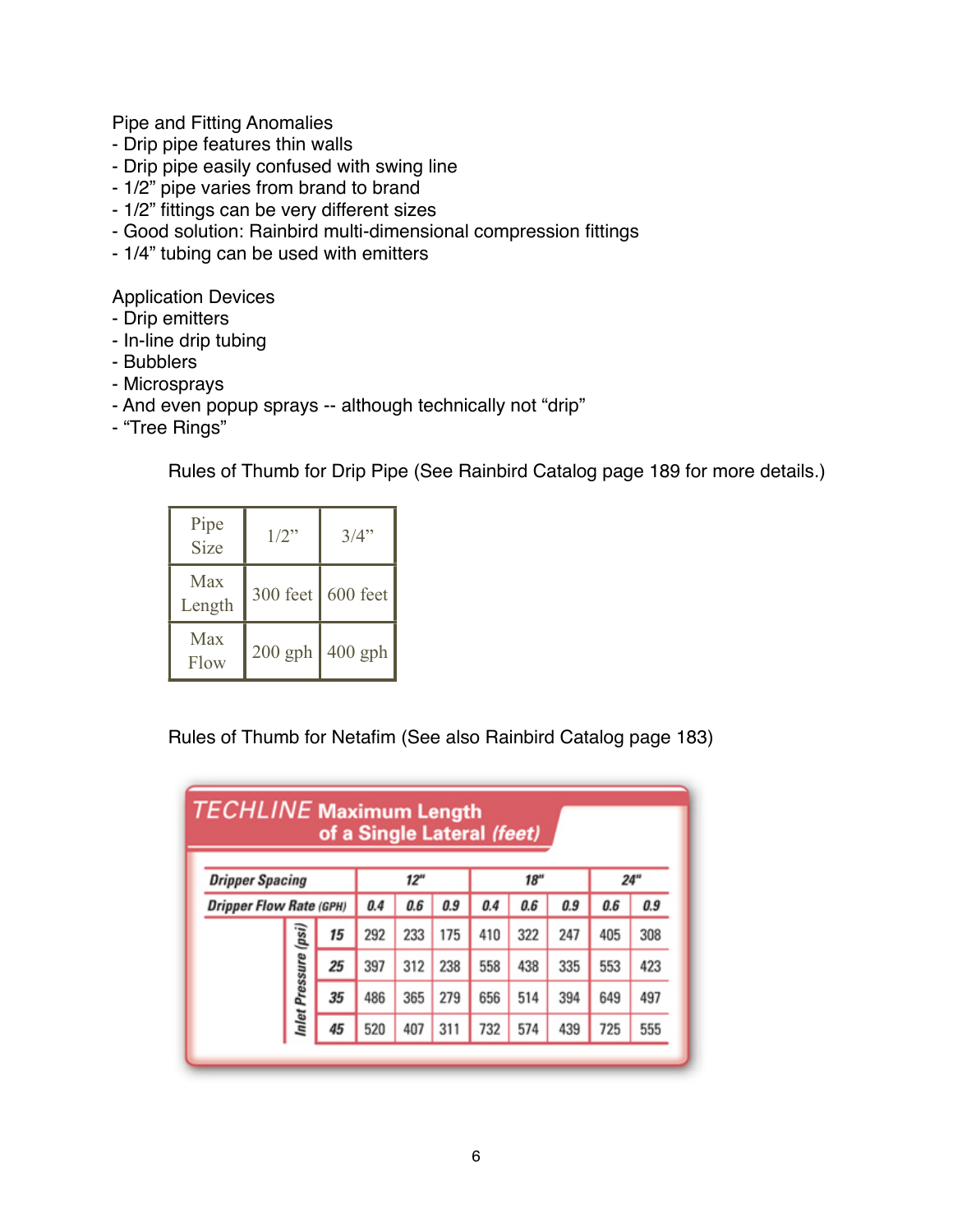Pipe and Fitting Anomalies
- Drip pipe features thin walls
- Drip pipe easily confused with swing line
- 1/2" pipe varies from brand to brand
- 1/2" fittings can be very different sizes
- Good solution: Rainbird multi-dimensional compression fittings
- 1/4" tubing can be used with emitters

Application Devices
- Drip emitters
- In-line drip tubing
- Bubblers
- Microsprays
- And even popup sprays -- although technically not "drip"
- "Tree Rings"

Rules of Thumb for Drip Pipe (See Rainbird Catalog page 189 for more details.)

| Pipe Size | 1/2" | 3/4" |
|---|---|---|
| Max Length | 300 feet | 600 feet |
| Max Flow | 200 gph | 400 gph |

Rules of Thumb for Netafim (See also Rainbird Catalog page 183)

**TECHLINE Maximum Length of a Single Lateral *(feet)***

| Dripper Spacing | | 12" | | | 18" | | | 24" | |
|---|---|---|---|---|---|---|---|---|---|
| Dripper Flow Rate (GPH) | | 0.4 | 0.6 | 0.9 | 0.4 | 0.6 | 0.9 | 0.6 | 0.9 |
| Inlet Pressure (psi) | 15 | 292 | 233 | 175 | 410 | 322 | 247 | 405 | 308 |
| | 25 | 397 | 312 | 238 | 558 | 438 | 335 | 553 | 423 |
| | 35 | 486 | 365 | 279 | 656 | 514 | 394 | 649 | 497 |
| | 45 | 520 | 407 | 311 | 732 | 574 | 439 | 725 | 555 |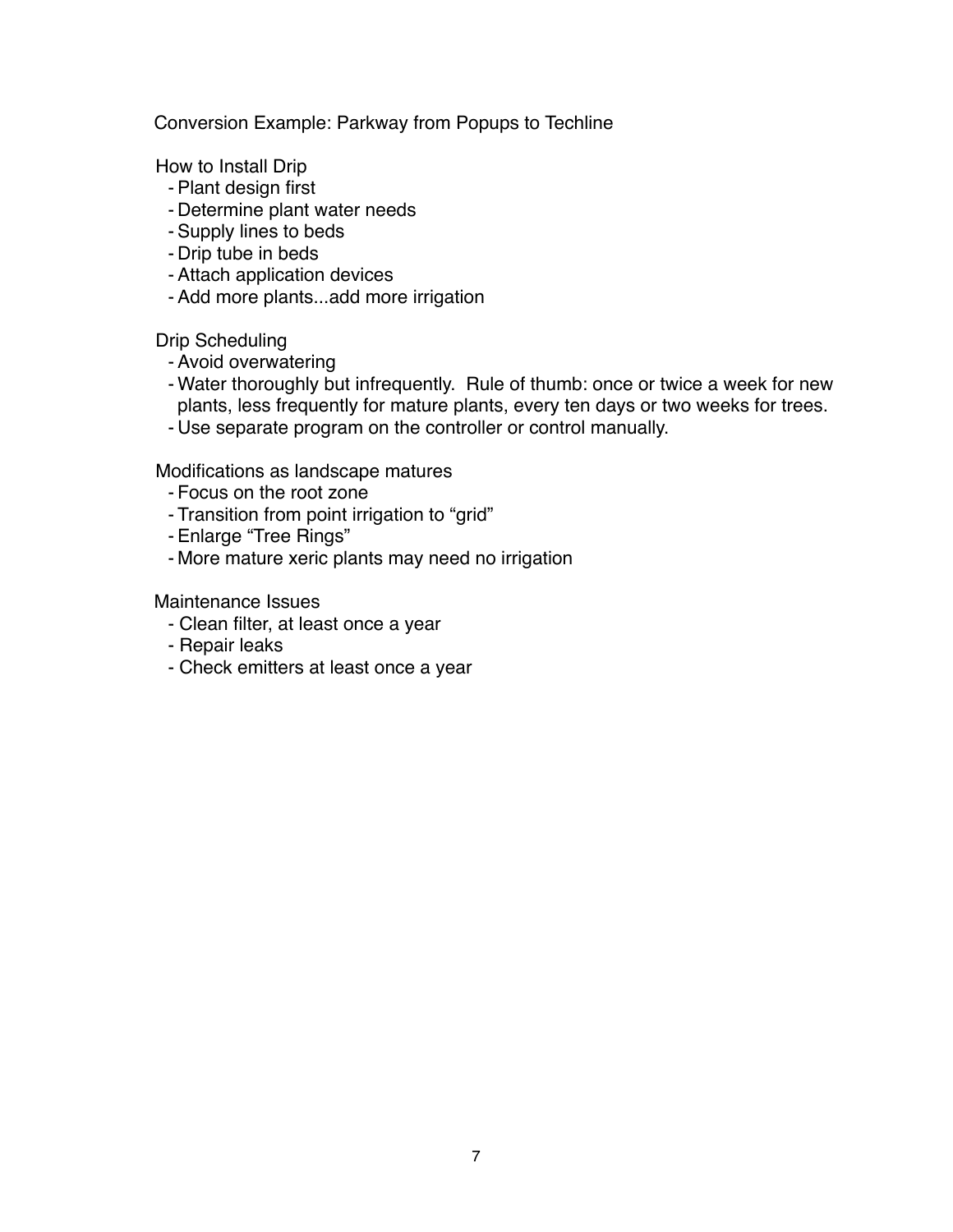Conversion Example: Parkway from Popups to Techline

How to Install Drip

- Plant design first
- Determine plant water needs
- Supply lines to beds
- Drip tube in beds
- Attach application devices
- Add more plants...add more irrigation

Drip Scheduling

- Avoid overwatering
- Water thoroughly but infrequently. Rule of thumb: once or twice a week for new plants, less frequently for mature plants, every ten days or two weeks for trees.
- Use separate program on the controller or control manually.

Modifications as landscape matures

- Focus on the root zone
- Transition from point irrigation to "grid"
- Enlarge "Tree Rings"
- More mature xeric plants may need no irrigation

Maintenance Issues

- Clean filter, at least once a year
- Repair leaks
- Check emitters at least once a year